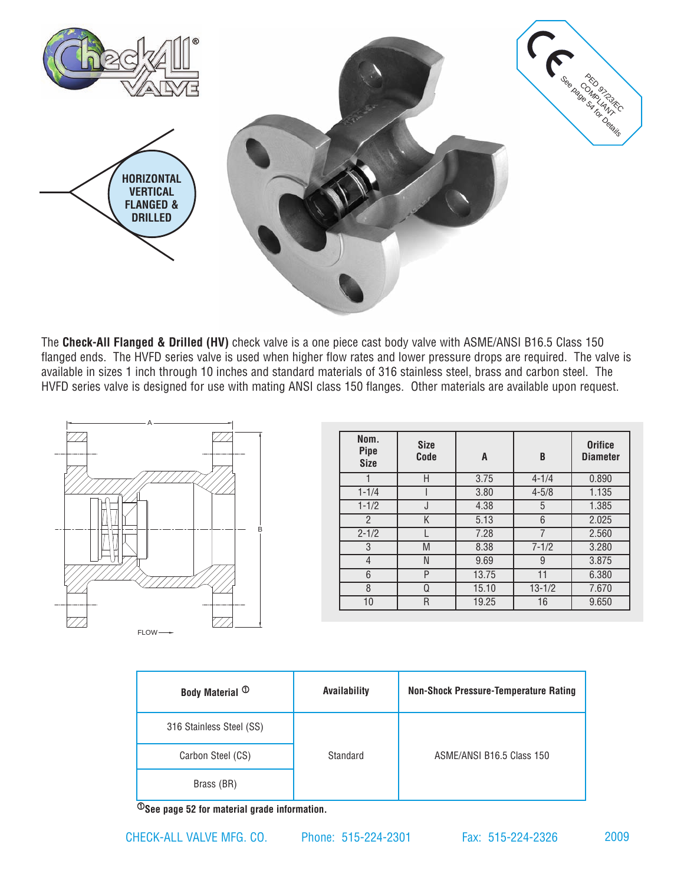HORIZONTAL VERTICAL FLANGED & DRILLED

PED 97/23/EC COMPLIANT
See page 54 for Details

The **Check-All Flanged & Drilled (HV)** check valve is a one piece cast body valve with ASME/ANSI B16.5 Class 150 flanged ends. The HVFD series valve is used when higher flow rates and lower pressure drops are required. The valve is available in sizes 1 inch through 10 inches and standard materials of 316 stainless steel, brass and carbon steel. The HVFD series valve is designed for use with mating ANSI class 150 flanges. Other materials are available upon request.

| Nom. Pipe Size | Size Code | A | B | Orifice Diameter |
|---|---|---|---|---|
| 1 | H | 3.75 | 4-1/4 | 0.890 |
| 1-1/4 | I | 3.80 | 4-5/8 | 1.135 |
| 1-1/2 | J | 4.38 | 5 | 1.385 |
| 2 | K | 5.13 | 6 | 2.025 |
| 2-1/2 | L | 7.28 | 7 | 2.560 |
| 3 | M | 8.38 | 7-1/2 | 3.280 |
| 4 | N | 9.69 | 9 | 3.875 |
| 6 | P | 13.75 | 11 | 6.380 |
| 8 | Q | 15.10 | 13-1/2 | 7.670 |
| 10 | R | 19.25 | 16 | 9.650 |

| Body Material [1] | Availability | Non-Shock Pressure-Temperature Rating |
|---|---|---|
| 316 Stainless Steel (SS) | Standard | ASME/ANSI B16.5 Class 150 |
| Carbon Steel (CS) | | |
| Brass (BR) | | |

[1] **See page 52 for material grade information.**

CHECK-ALL VALVE MFG. CO. Phone: 515-224-2301 Fax: 515-224-2326 2009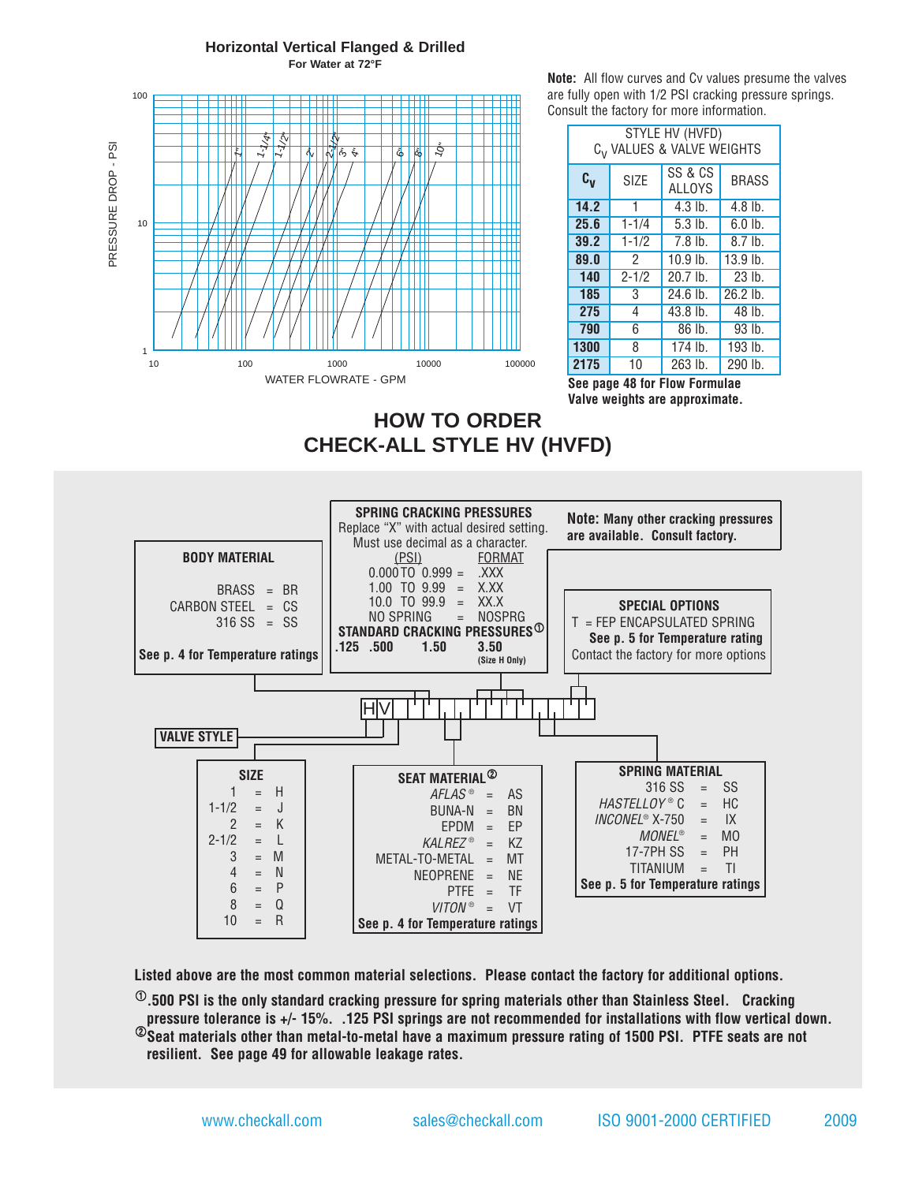## Horizontal Vertical Flanged & Drilled

**For Water at 72°F**

PRESSURE DROP - PSI

100

10

1

10 100 1000 10000 100000

WATER FLOWRATE - GPM

1" 1-1/4" 1-1/2" 2" 2-1/2" 3" 4" 6" 8" 10"

**Note:** All flow curves and Cv values presume the valves are fully open with 1/2 PSI cracking pressure springs. Consult the factory for more information.

| STYLE HV (HVFD) $C_V$ VALUES & VALVE WEIGHTS | | | |
|---|---|---|---|
| $C_V$ | SIZE | SS & CS ALLOYS | BRASS |
| **14.2** | 1 | 4.3 lb. | 4.8 lb. |
| **25.6** | 1-1/4 | 5.3 lb. | 6.0 lb. |
| **39.2** | 1-1/2 | 7.8 lb. | 8.7 lb. |
| **89.0** | 2 | 10.9 lb. | 13.9 lb. |
| **140** | 2-1/2 | 20.7 lb. | 23 lb. |
| **185** | 3 | 24.6 lb. | 26.2 lb. |
| **275** | 4 | 43.8 lb. | 48 lb. |
| **790** | 6 | 86 lb. | 93 lb. |
| **1300** | 8 | 174 lb. | 193 lb. |
| **2175** | 10 | 263 lb. | 290 lb. |

**See page 48 for Flow Formulae**
**Valve weights are approximate.**

# HOW TO ORDER
# CHECK-ALL STYLE HV (HVFD)

HV

**VALVE STYLE**

**BODY MATERIAL**

| | |
|---|---|
| BRASS | = BR |
| CARBON STEEL | = CS |
| 316 SS | = SS |

**See p. 4 for Temperature ratings**

**SPRING CRACKING PRESSURES**
Replace "X" with actual desired setting.
Must use decimal as a character.

| (PSI) | FORMAT |
|---|---|
| 0.000 TO 0.999 = | .XXX |
| 1.00 TO 9.99 = | X.XX |
| 10.0 TO 99.9 = | XX.X |
| NO SPRING = | NOSPRG |

**STANDARD CRACKING PRESSURES**[1]
**.125 .500 1.50 3.50** **(Size H Only)**

**Note: Many other cracking pressures are available. Consult factory.**

**SPECIAL OPTIONS**
T = FEP ENCAPSULATED SPRING
**See p. 5 for Temperature rating**
Contact the factory for more options

**SIZE**

| | |
|---|---|
| 1 | = H |
| 1-1/2 | = J |
| 2 | = K |
| 2-1/2 | = L |
| 3 | = M |
| 4 | = N |
| 6 | = P |
| 8 | = Q |
| 10 | = R |

**SEAT MATERIAL**[2]

| | |
|---|---|
| *AFLAS®* | = AS |
| BUNA-N | = BN |
| EPDM | = EP |
| *KALREZ®* | = KZ |
| METAL-TO-METAL | = MT |
| NEOPRENE | = NE |
| PTFE | = TF |
| *VITON®* | = VT |

**See p. 4 for Temperature ratings**

**SPRING MATERIAL**

| | |
|---|---|
| 316 SS | = SS |
| *HASTELLOY®* C | = HC |
| *INCONEL®* X-750 | = IX |
| *MONEL®* | = MO |
| 17-7PH SS | = PH |
| TITANIUM | = TI |

**See p. 5 for Temperature ratings**

**Listed above are the most common material selections. Please contact the factory for additional options.**

[1] **.500 PSI is the only standard cracking pressure for spring materials other than Stainless Steel. Cracking pressure tolerance is +/- 15%. .125 PSI springs are not recommended for installations with flow vertical down.**

[2] **Seat materials other than metal-to-metal have a maximum pressure rating of 1500 PSI. PTFE seats are not resilient. See page 49 for allowable leakage rates.**

www.checkall.com sales@checkall.com ISO 9001-2000 CERTIFIED 2009